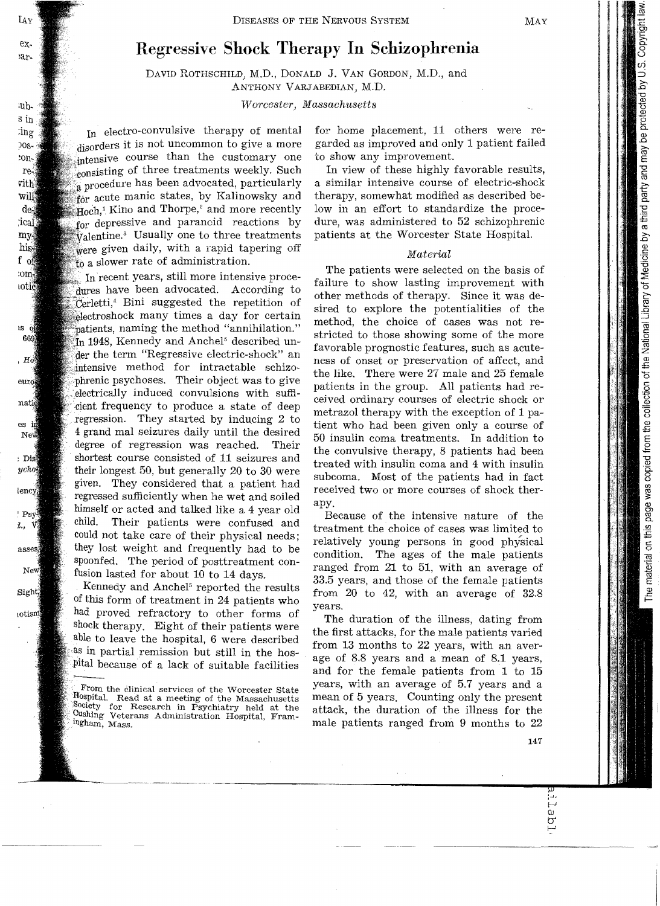# Regressive Shock Therapy In Schizophrenia

DAVID ROTHSCHILD, M.D., DONALD J. VAN GORDON, M.D., and ANTHONY VARJABEDIAN, M.D.

*Worcester, Massachusetts*

In electro-convulsive therapy of mental disorders it is not uncommon to give a more intensive course than the customary one consisting of three treatments weekly. Such a procedure has been advocated, particularly for acute manic states, by Kalinowsky and Hoch,[1] Kino and Thorpe,[2] and more recently for depressive and paranoid reactions by Valentine.[3] Usually one to three treatments were given daily, with a rapid tapering off to a slower rate of administration.

In recent years, still more intensive procedures have been advocated. According to Cerletti,[4] Bini suggested the repetition of electroshock many times a day for certain patients, naming the method "annihilation." In 1948, Kennedy and Anchel[5] described under the term "Regressive electric-shock" an intensive method for intractable schizophrenic psychoses. Their object was to give electrically induced convulsions with sufficient frequency to produce a state of deep regression. They started by inducing 2 to 4 grand mal seizures daily until the desired degree of regression was reached. Their shortest course consisted of 11 seizures and their longest 50, but generally 20 to 30 were given. They considered that a patient had regressed sufficiently when he wet and soiled himself or acted and talked like a 4 year old child. Their patients were confused and could not take care of their physical needs; they lost weight and frequently had to be spoonfed. The period of posttreatment confusion lasted for about 10 to 14 days.

Kennedy and Anchel[5] reported the results of this form of treatment in 24 patients who had proved refractory to other forms of shock therapy. Eight of their patients were able to leave the hospital, 6 were described as in partial remission but still in the hospital because of a lack of suitable facilities for home placement, 11 others were regarded as improved and only 1 patient failed to show any improvement.

In view of these highly favorable results, a similar intensive course of electric-shock therapy, somewhat modified as described below in an effort to standardize the procedure, was administered to 52 schizophrenic patients at the Worcester State Hospital.

### *Material*

The patients were selected on the basis of failure to show lasting improvement with other methods of therapy. Since it was desired to explore the potentialities of the method, the choice of cases was not restricted to those showing some of the more favorable prognostic features, such as acuteness of onset or preservation of affect, and the like. There were 27 male and 25 female patients in the group. All patients had received ordinary courses of electric shock or metrazol therapy with the exception of 1 patient who had been given only a course of 50 insulin coma treatments. In addition to the convulsive therapy, 8 patients had been treated with insulin coma and 4 with insulin subcoma. Most of the patients had in fact received two or more courses of shock therapy.

Because of the intensive nature of the treatment the choice of cases was limited to relatively young persons in good physical condition. The ages of the male patients ranged from 21 to 51, with an average of 33.5 years, and those of the female patients from 20 to 42, with an average of 32.8 years.

The duration of the illness, dating from the first attacks, for the male patients varied from 13 months to 22 years, with an average of 8.8 years and a mean of 8.1 years, and for the female patients from 1 to 15 years, with an average of 5.7 years and a mean of 5 years. Counting only the present attack, the duration of the illness for the male patients ranged from 9 months to 22

From the clinical services of the Worcester State Hospital. Read at a meeting of the Massachusetts Society for Research in Psychiatry held at the Cushing Veterans Administration Hospital, Framingham, Mass.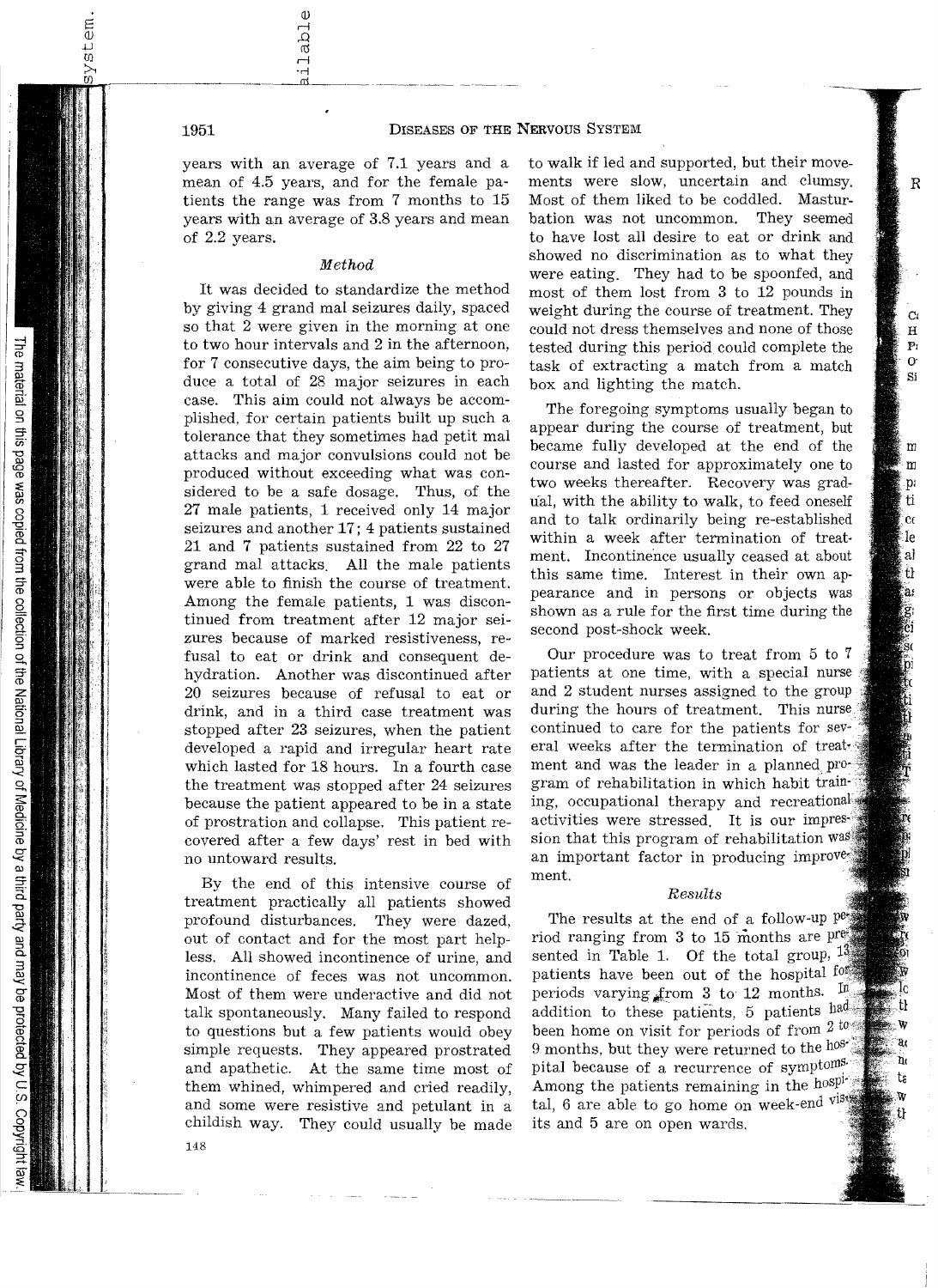years with an average of 7.1 years and a mean of 4.5 years, and for the female patients the range was from 7 months to 15 years with an average of 3.8 years and mean of 2.2 years.

### *Method*

It was decided to standardize the method by giving 4 grand mal seizures daily, spaced so that 2 were given in the morning at one to two hour intervals and 2 in the afternoon, for 7 consecutive days, the aim being to produce a total of 28 major seizures in each case. This aim could not always be accomplished, for certain patients built up such a tolerance that they sometimes had petit mal attacks and major convulsions could not be produced without exceeding what was considered to be a safe dosage. Thus, of the 27 male patients, 1 received only 14 major seizures and another 17; 4 patients sustained 21 and 7 patients sustained from 22 to 27 grand mal attacks. All the male patients were able to finish the course of treatment. Among the female patients, 1 was discontinued from treatment after 12 major seizures because of marked resistiveness, refusal to eat or drink and consequent dehydration. Another was discontinued after 20 seizures because of refusal to eat or drink, and in a third case treatment was stopped after 23 seizures, when the patient developed a rapid and irregular heart rate which lasted for 18 hours. In a fourth case the treatment was stopped after 24 seizures because the patient appeared to be in a state of prostration and collapse. This patient recovered after a few days' rest in bed with no untoward results.

By the end of this intensive course of treatment practically all patients showed profound disturbances. They were dazed, out of contact and for the most part helpless. All showed incontinence of urine, and incontinence of feces was not uncommon. Most of them were underactive and did not talk spontaneously. Many failed to respond to questions but a few patients would obey simple requests. They appeared prostrated and apathetic. At the same time most of them whined, whimpered and cried readily, and some were resistive and petulant in a childish way. They could usually be made to walk if led and supported, but their movements were slow, uncertain and clumsy. Most of them liked to be coddled. Masturbation was not uncommon. They seemed to have lost all desire to eat or drink and showed no discrimination as to what they were eating. They had to be spoonfed, and most of them lost from 3 to 12 pounds in weight during the course of treatment. They could not dress themselves and none of those tested during this period could complete the task of extracting a match from a match box and lighting the match.

The foregoing symptoms usually began to appear during the course of treatment, but became fully developed at the end of the course and lasted for approximately one to two weeks thereafter. Recovery was gradual, with the ability to walk, to feed oneself and to talk ordinarily being re-established within a week after termination of treatment. Incontinence usually ceased at about this same time. Interest in their own appearance and in persons or objects was shown as a rule for the first time during the second post-shock week.

Our procedure was to treat from 5 to 7 patients at one time, with a special nurse and 2 student nurses assigned to the group during the hours of treatment. This nurse continued to care for the patients for several weeks after the termination of treatment and was the leader in a planned program of rehabilitation in which habit training, occupational therapy and recreational activities were stressed. It is our impression that this program of rehabilitation was an important factor in producing improvement.

### *Results*

The results at the end of a follow-up period ranging from 3 to 15 months are presented in Table 1. Of the total group, 13 patients have been out of the hospital for periods varying from 3 to 12 months. In addition to these patients, 5 patients had been home on visit for periods of from 2 to 9 months, but they were returned to the hospital because of a recurrence of symptoms. Among the patients remaining in the hospital, 6 are able to go home on week-end visits and 5 are on open wards.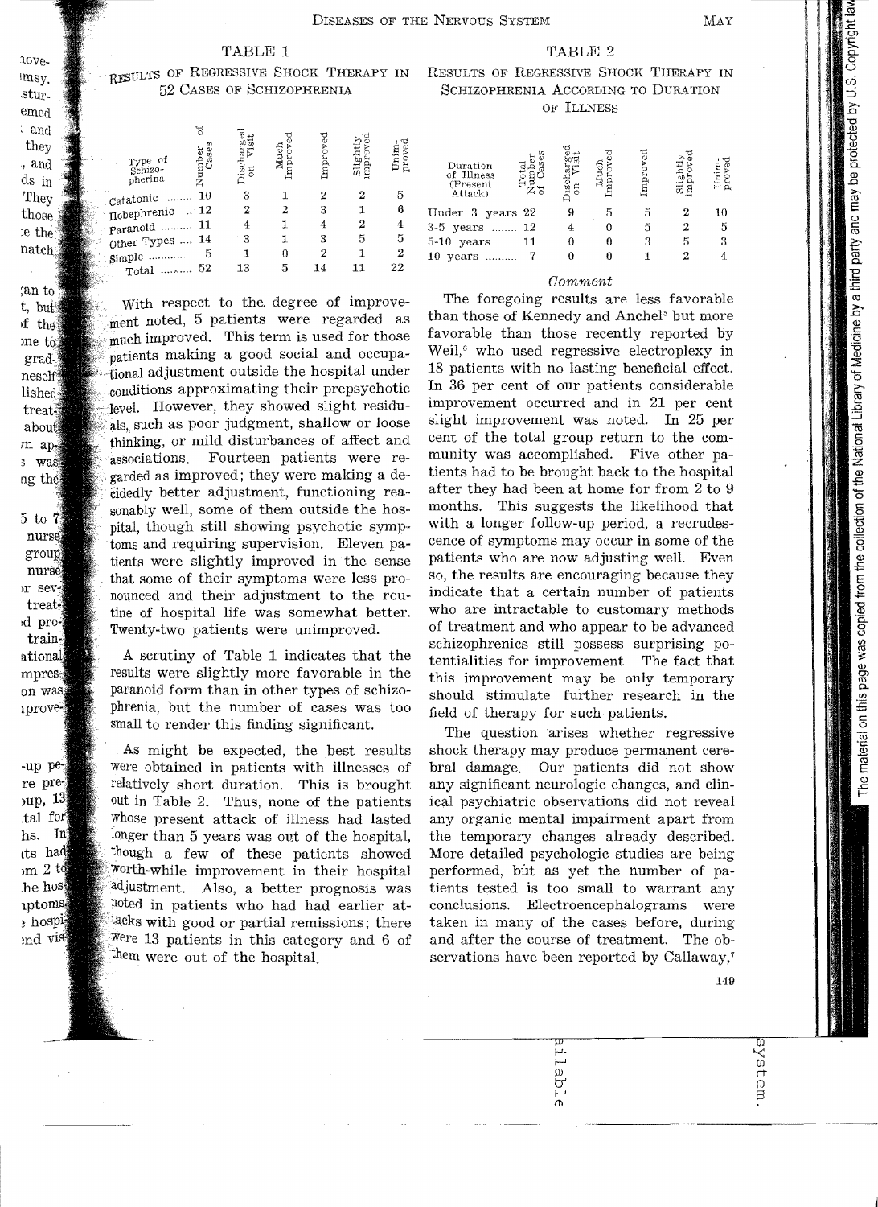TABLE 1

RESULTS OF REGRESSIVE SHOCK THERAPY IN 52 CASES OF SCHIZOPHRENIA

| Type of Schizo-pherina | Number of Cases | Discharged on Visit | Much Improved | Improved | Slightly improved | Unim-proved |
|---|---|---|---|---|---|---|
| Catatonic | 10 | 3 | 1 | 2 | 2 | 5 |
| Hebephrenic | 12 | 2 | 2 | 3 | 1 | 6 |
| Paranoid | 11 | 4 | 1 | 4 | 2 | 4 |
| Other Types | 14 | 3 | 1 | 3 | 5 | 5 |
| Simple | 5 | 1 | 0 | 2 | 1 | 2 |
| Total | 52 | 13 | 5 | 14 | 11 | 22 |

With respect to the degree of improvement noted, 5 patients were regarded as much improved. This term is used for those patients making a good social and occupational adjustment outside the hospital under conditions approximating their prepsychotic level. However, they showed slight residuals, such as poor judgment, shallow or loose thinking, or mild disturbances of affect and associations. Fourteen patients were regarded as improved; they were making a decidedly better adjustment, functioning reasonably well, some of them outside the hospital, though still showing psychotic symptoms and requiring supervision. Eleven patients were slightly improved in the sense that some of their symptoms were less pronounced and their adjustment to the routine of hospital life was somewhat better. Twenty-two patients were unimproved.

A scrutiny of Table 1 indicates that the results were slightly more favorable in the paranoid form than in other types of schizophrenia, but the number of cases was too small to render this finding significant.

As might be expected, the best results were obtained in patients with illnesses of relatively short duration. This is brought out in Table 2. Thus, none of the patients whose present attack of illness had lasted longer than 5 years was out of the hospital, though a few of these patients showed worth-while improvement in their hospital adjustment. Also, a better prognosis was noted in patients who had had earlier attacks with good or partial remissions; there were 13 patients in this category and 6 of them were out of the hospital.

TABLE 2

RESULTS OF REGRESSIVE SHOCK THERAPY IN SCHIZOPHRENIA ACCORDING TO DURATION OF ILLNESS

| Duration of Illness (Present Attack) | Total Number of Cases | Discharged on Visit | Much Improved | Improved | Slightly improved | Unim-proved |
|---|---|---|---|---|---|---|
| Under 3 years | 22 | 9 | 5 | 5 | 2 | 10 |
| 3-5 years | 12 | 4 | 0 | 5 | 2 | 5 |
| 5-10 years | 11 | 0 | 0 | 3 | 5 | 3 |
| 10 years | 7 | 0 | 0 | 1 | 2 | 4 |

*Comment*

The foregoing results are less favorable than those of Kennedy and Anchel[5] but more favorable than those recently reported by Weil,[6] who used regressive electroplexy in 18 patients with no lasting beneficial effect. In 36 per cent of our patients considerable improvement occurred and in 21 per cent slight improvement was noted. In 25 per cent of the total group return to the community was accomplished. Five other patients had to be brought back to the hospital after they had been at home for from 2 to 9 months. This suggests the likelihood that with a longer follow-up period, a recrudescence of symptoms may occur in some of the patients who are now adjusting well. Even so, the results are encouraging because they indicate that a certain number of patients who are intractable to customary methods of treatment and who appear to be advanced schizophrenics still possess surprising potentialities for improvement. The fact that this improvement may be only temporary should stimulate further research in the field of therapy for such patients.

The question arises whether regressive shock therapy may produce permanent cerebral damage. Our patients did not show any significant neurologic changes, and clinical psychiatric observations did not reveal any organic mental impairment apart from the temporary changes already described. More detailed psychologic studies are being performed, but as yet the number of patients tested is too small to warrant any conclusions. Electroencephalograms were taken in many of the cases before, during and after the course of treatment. The observations have been reported by Callaway,[7]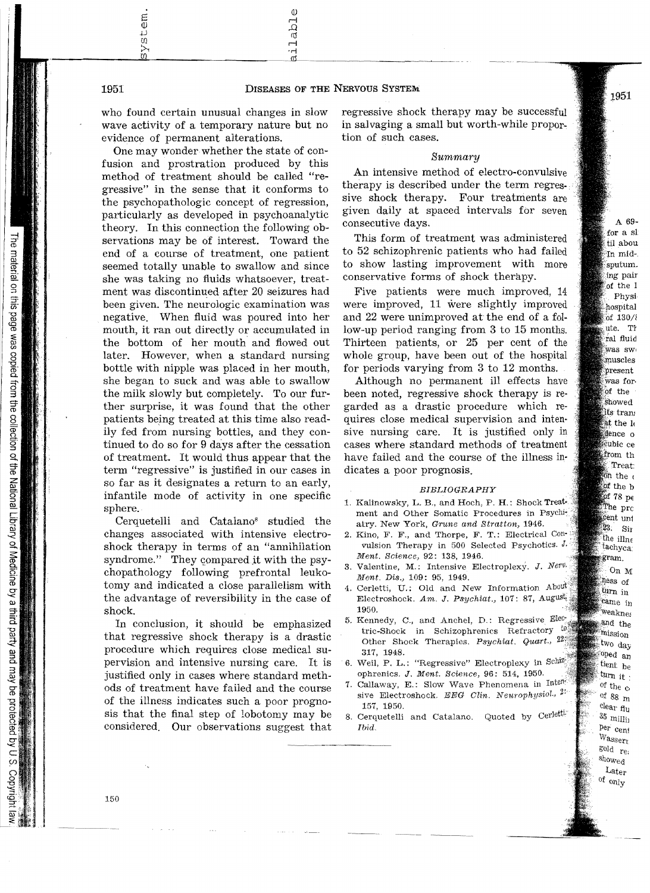who found certain unusual changes in slow wave activity of a temporary nature but no evidence of permanent alterations.

One may wonder whether the state of confusion and prostration produced by this method of treatment should be called "regressive" in the sense that it conforms to the psychopathologic concept of regression, particularly as developed in psychoanalytic theory. In this connection the following observations may be of interest. Toward the end of a course of treatment, one patient seemed totally unable to swallow and since she was taking no fluids whatsoever, treatment was discontinued after 20 seizures had been given. The neurologic examination was negative. When fluid was poured into her mouth, it ran out directly or accumulated in the bottom of her mouth and flowed out later. However, when a standard nursing bottle with nipple was placed in her mouth, she began to suck and was able to swallow the milk slowly but completely. To our further surprise, it was found that the other patients being treated at this time also readily fed from nursing bottles, and they continued to do so for 9 days after the cessation of treatment. It would thus appear that the term "regressive" is justified in our cases in so far as it designates a return to an early, infantile mode of activity in one specific sphere.

Cerquetelli and Catalano[8] studied the changes associated with intensive electroshock therapy in terms of an "annihilation syndrome." They compared it with the psychopathology following prefrontal leukotomy and indicated a close parallelism with the advantage of reversibility in the case of shock.

In conclusion, it should be emphasized that regressive shock therapy is a drastic procedure which requires close medical supervision and intensive nursing care. It is justified only in cases where standard methods of treatment have failed and the course of the illness indicates such a poor prognosis that the final step of lobotomy may be considered. Our observations suggest that regressive shock therapy may be successful in salvaging a small but worth-while proportion of such cases.

## *Summary*

An intensive method of electro-convulsive therapy is described under the term regressive shock therapy. Four treatments are given daily at spaced intervals for seven consecutive days.

This form of treatment was administered to 52 schizophrenic patients who had failed to show lasting improvement with more conservative forms of shock therapy.

Five patients were much improved, 14 were improved, 11 were slightly improved and 22 were unimproved at the end of a follow-up period ranging from 3 to 15 months. Thirteen patients, or 25 per cent of the whole group, have been out of the hospital for periods varying from 3 to 12 months.

Although no permanent ill effects have been noted, regressive shock therapy is regarded as a drastic procedure which requires close medical supervision and intensive nursing care. It is justified only in cases where standard methods of treatment have failed and the course of the illness indicates a poor prognosis.

## *BIBLIOGRAPHY*

1. Kalinowsky, L. B., and Hoch, P. H.: Shock Treatment and Other Somatic Procedures in Psychiatry. New York, *Grune and Stratton*, 1946.
2. Kino, F. F., and Thorpe, F. T.: Electrical Convulsion Therapy in 500 Selected Psychotics. *J. Ment. Science*, 92: 138, 1946.
3. Valentine, M.: Intensive Electroplexy. *J. Nerv. Ment. Dis.*, 109: 95, 1949.
4. Cerletti, U.: Old and New Information About Electroshock. *Am. J. Psychiat.*, 107: 87, August, 1950.
5. Kennedy, C., and Anchel, D.: Regressive Electric-Shock in Schizophrenics Refractory to Other Shock Therapies. *Psychiat. Quart.*, 22: 317, 1948.
6. Weil, P. L.: "Regressive" Electroplexy in Schizophrenics. *J. Ment. Science*, 96: 514, 1950.
7. Callaway, E.: Slow Wave Phenomena in Intensive Electroshock. *EEG Clin. Neurophysiol.*, 2: 157, 1950.
8. Cerquetelli and Catalano. Quoted by Cerletti: *Ibid.*